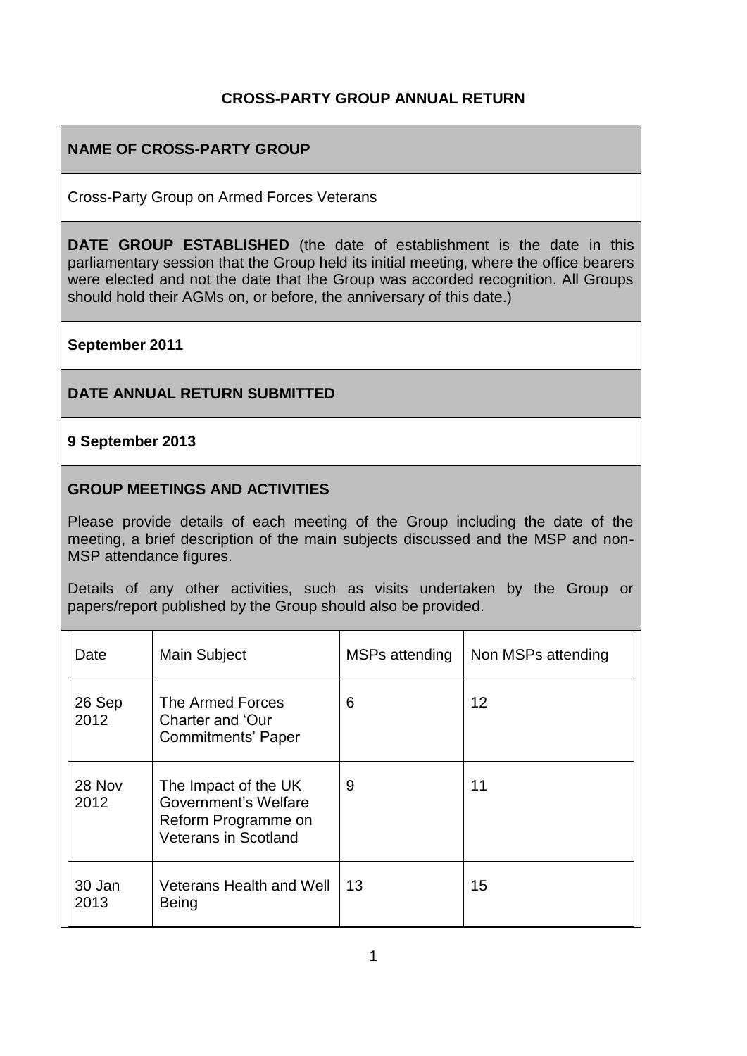# CROSS-PARTY GROUP ANNUAL RETURN

## NAME OF CROSS-PARTY GROUP

Cross-Party Group on Armed Forces Veterans

**DATE GROUP ESTABLISHED** (the date of establishment is the date in this parliamentary session that the Group held its initial meeting, where the office bearers were elected and not the date that the Group was accorded recognition. All Groups should hold their AGMs on, or before, the anniversary of this date.)

**September 2011**

## DATE ANNUAL RETURN SUBMITTED

**9 September 2013**

## GROUP MEETINGS AND ACTIVITIES

Please provide details of each meeting of the Group including the date of the meeting, a brief description of the main subjects discussed and the MSP and non-MSP attendance figures.

Details of any other activities, such as visits undertaken by the Group or papers/report published by the Group should also be provided.

| Date | Main Subject | MSPs attending | Non MSPs attending |
|---|---|---|---|
| 26 Sep 2012 | The Armed Forces Charter and 'Our Commitments' Paper | 6 | 12 |
| 28 Nov 2012 | The Impact of the UK Government's Welfare Reform Programme on Veterans in Scotland | 9 | 11 |
| 30 Jan 2013 | Veterans Health and Well Being | 13 | 15 |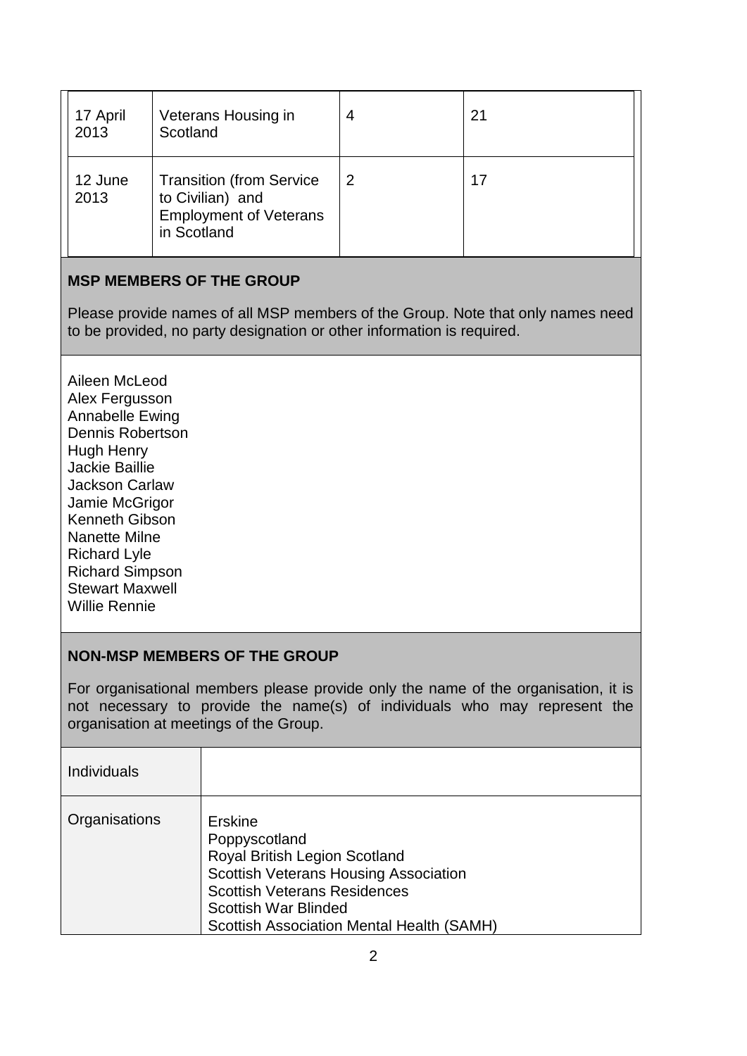| | | | |
|---|---|---|---|
| 17 April 2013 | Veterans Housing in Scotland | 4 | 21 |
| 12 June 2013 | Transition (from Service to Civilian) and Employment of Veterans in Scotland | 2 | 17 |

**MSP MEMBERS OF THE GROUP**

Please provide names of all MSP members of the Group. Note that only names need to be provided, no party designation or other information is required.

Aileen McLeod
Alex Fergusson
Annabelle Ewing
Dennis Robertson
Hugh Henry
Jackie Baillie
Jackson Carlaw
Jamie McGrigor
Kenneth Gibson
Nanette Milne
Richard Lyle
Richard Simpson
Stewart Maxwell
Willie Rennie

**NON-MSP MEMBERS OF THE GROUP**

For organisational members please provide only the name of the organisation, it is not necessary to provide the name(s) of individuals who may represent the organisation at meetings of the Group.

| | |
|---|---|
| Individuals | |
| Organisations | Erskine<br>Poppyscotland<br>Royal British Legion Scotland<br>Scottish Veterans Housing Association<br>Scottish Veterans Residences<br>Scottish War Blinded<br>Scottish Association Mental Health (SAMH) |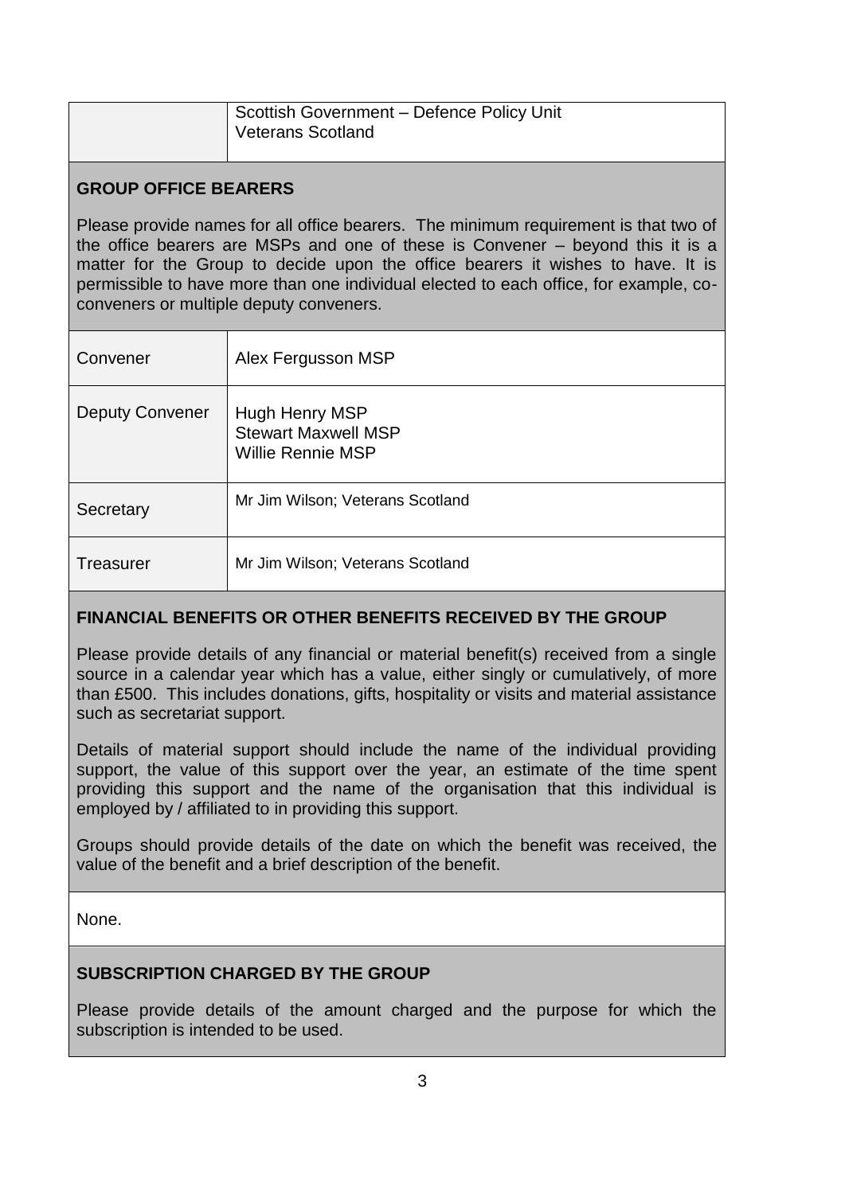| | |
|---|---|
| | Scottish Government – Defence Policy Unit<br>Veterans Scotland |

## GROUP OFFICE BEARERS

Please provide names for all office bearers. The minimum requirement is that two of the office bearers are MSPs and one of these is Convener – beyond this it is a matter for the Group to decide upon the office bearers it wishes to have. It is permissible to have more than one individual elected to each office, for example, co-conveners or multiple deputy conveners.

| | |
|---|---|
| Convener | Alex Fergusson MSP |
| Deputy Convener | Hugh Henry MSP<br>Stewart Maxwell MSP<br>Willie Rennie MSP |
| Secretary | Mr Jim Wilson; Veterans Scotland |
| Treasurer | Mr Jim Wilson; Veterans Scotland |

## FINANCIAL BENEFITS OR OTHER BENEFITS RECEIVED BY THE GROUP

Please provide details of any financial or material benefit(s) received from a single source in a calendar year which has a value, either singly or cumulatively, of more than £500. This includes donations, gifts, hospitality or visits and material assistance such as secretariat support.

Details of material support should include the name of the individual providing support, the value of this support over the year, an estimate of the time spent providing this support and the name of the organisation that this individual is employed by / affiliated to in providing this support.

Groups should provide details of the date on which the benefit was received, the value of the benefit and a brief description of the benefit.

None.

## SUBSCRIPTION CHARGED BY THE GROUP

Please provide details of the amount charged and the purpose for which the subscription is intended to be used.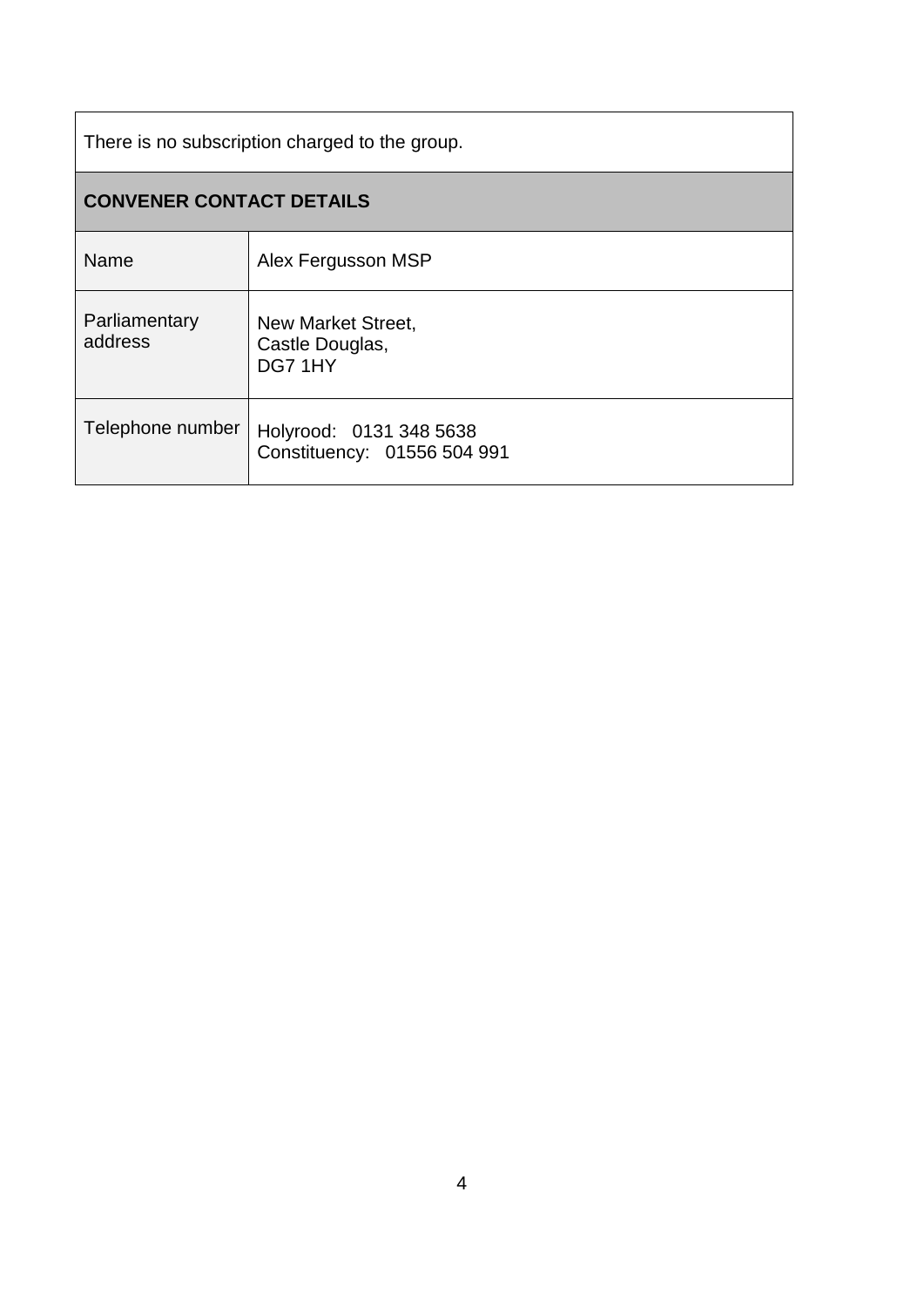| |
|---|
| There is no subscription charged to the group. |

| **CONVENER CONTACT DETAILS** | |
|---|---|
| Name | Alex Fergusson MSP |
| Parliamentary address | New Market Street,<br>Castle Douglas,<br>DG7 1HY |
| Telephone number | Holyrood: 0131 348 5638<br>Constituency: 01556 504 991 |